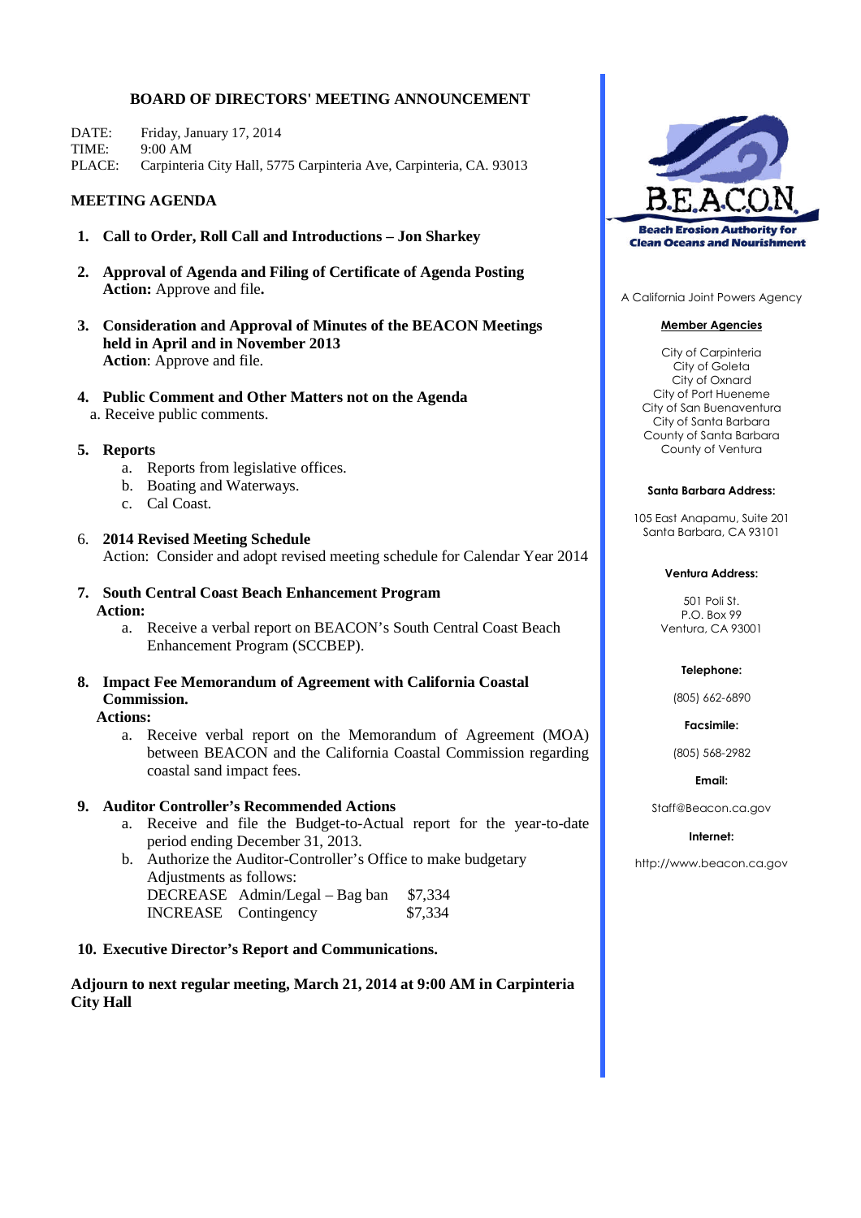# BOARD OF DIRECTORS' MEETING ANNOUNCEMENT

DATE: Friday, January 17, 2014
TIME: 9:00 AM
PLACE: Carpinteria City Hall, 5775 Carpinteria Ave, Carpinteria, CA. 93013

## MEETING AGENDA

1. **Call to Order, Roll Call and Introductions – Jon Sharkey**

2. **Approval of Agenda and Filing of Certificate of Agenda Posting**
   **Action:** Approve and file**.**

3. **Consideration and Approval of Minutes of the BEACON Meetings held in April and in November 2013**
   **Action**: Approve and file.

4. **Public Comment and Other Matters not on the Agenda**
   a. Receive public comments.

5. **Reports**
   a. Reports from legislative offices.
   b. Boating and Waterways.
   c. Cal Coast.

6. **2014 Revised Meeting Schedule**
   Action: Consider and adopt revised meeting schedule for Calendar Year 2014

7. **South Central Coast Beach Enhancement Program**
   **Action:**
   a. Receive a verbal report on BEACON's South Central Coast Beach Enhancement Program (SCCBEP).

8. **Impact Fee Memorandum of Agreement with California Coastal Commission.**
   **Actions:**
   a. Receive verbal report on the Memorandum of Agreement (MOA) between BEACON and the California Coastal Commission regarding coastal sand impact fees.

9. **Auditor Controller's Recommended Actions**
   a. Receive and file the Budget-to-Actual report for the year-to-date period ending December 31, 2013.
   b. Authorize the Auditor-Controller's Office to make budgetary Adjustments as follows:

| | | |
|---|---|---|
| DECREASE | Admin/Legal – Bag ban | $7,334 |
| INCREASE | Contingency | $7,334 |

10. **Executive Director's Report and Communications.**

**Adjourn to next regular meeting, March 21, 2014 at 9:00 AM in Carpinteria City Hall**

---

**BEACON**
**Beach Erosion Authority for Clean Oceans and Nourishment**

A California Joint Powers Agency

**Member Agencies**

City of Carpinteria
City of Goleta
City of Oxnard
City of Port Hueneme
City of San Buenaventura
City of Santa Barbara
County of Santa Barbara
County of Ventura

**Santa Barbara Address:**

105 East Anapamu, Suite 201
Santa Barbara, CA 93101

**Ventura Address:**

501 Poli St.
P.O. Box 99
Ventura, CA 93001

**Telephone:**

(805) 662-6890

**Facsimile:**

(805) 568-2982

**Email:**

Staff@Beacon.ca.gov

**Internet:**

http://www.beacon.ca.gov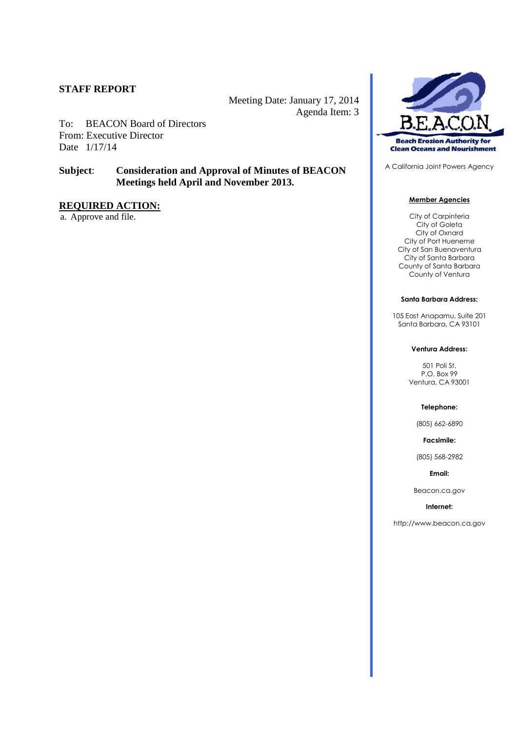**STAFF REPORT**

Meeting Date: January 17, 2014
Agenda Item: 3

To: BEACON Board of Directors
From: Executive Director
Date 1/17/14

**Subject**: **Consideration and Approval of Minutes of BEACON Meetings held April and November 2013.**

**REQUIRED ACTION:**

a. Approve and file.

B.E.A.C.O.N.

**Beach Erosion Authority for Clean Oceans and Nourishment**

A California Joint Powers Agency

**Member Agencies**

City of Carpinteria
City of Goleta
City of Oxnard
City of Port Hueneme
City of San Buenaventura
City of Santa Barbara
County of Santa Barbara
County of Ventura

**Santa Barbara Address:**

105 East Anapamu, Suite 201
Santa Barbara, CA 93101

**Ventura Address:**

501 Poli St.
P.O. Box 99
Ventura, CA 93001

**Telephone:**

(805) 662-6890

**Facsimile:**

(805) 568-2982

**Email:**

Beacon.ca.gov

**Internet:**

http://www.beacon.ca.gov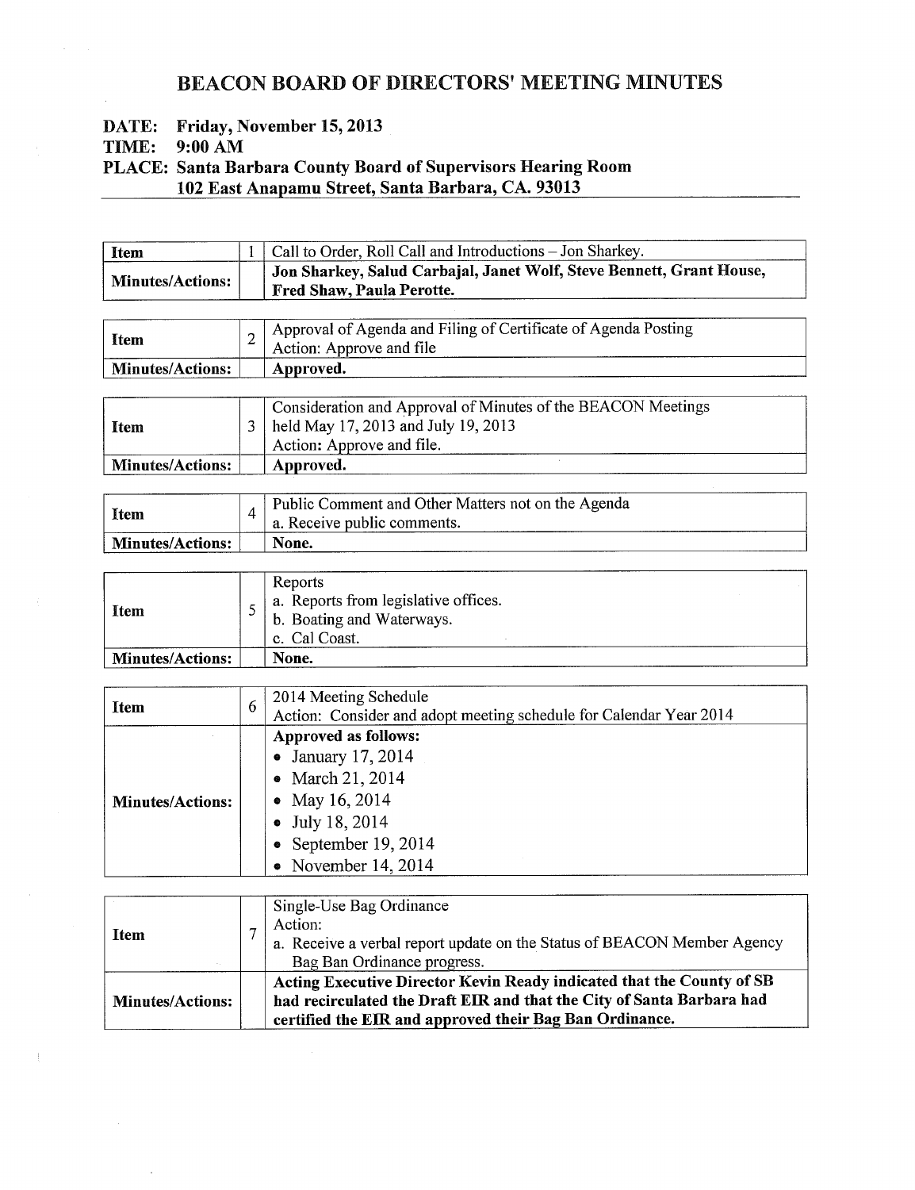# BEACON BOARD OF DIRECTORS' MEETING MINUTES

**DATE: Friday, November 15, 2013**
**TIME: 9:00 AM**
**PLACE: Santa Barbara County Board of Supervisors Hearing Room**
**102 East Anapamu Street, Santa Barbara, CA. 93013**

| Item | 1 | Call to Order, Roll Call and Introductions – Jon Sharkey. |
|---|---|---|
| **Minutes/Actions:** | | **Jon Sharkey, Salud Carbajal, Janet Wolf, Steve Bennett, Grant House, Fred Shaw, Paula Perotte.** |

| Item | 2 | Approval of Agenda and Filing of Certificate of Agenda Posting<br>Action: Approve and file |
|---|---|---|
| **Minutes/Actions:** | | **Approved.** |

| Item | 3 | Consideration and Approval of Minutes of the BEACON Meetings held May 17, 2013 and July 19, 2013<br>Action: Approve and file. |
|---|---|---|
| **Minutes/Actions:** | | **Approved.** |

| Item | 4 | Public Comment and Other Matters not on the Agenda<br>a. Receive public comments. |
|---|---|---|
| **Minutes/Actions:** | | **None.** |

| Item | 5 | Reports<br>a. Reports from legislative offices.<br>b. Boating and Waterways.<br>c. Cal Coast. |
|---|---|---|
| **Minutes/Actions:** | | **None.** |

| Item | 6 | 2014 Meeting Schedule<br>Action: Consider and adopt meeting schedule for Calendar Year 2014 |
|---|---|---|
| **Minutes/Actions:** | | **Approved as follows:**<br>• January 17, 2014<br>• March 21, 2014<br>• May 16, 2014<br>• July 18, 2014<br>• September 19, 2014<br>• November 14, 2014 |

| Item | 7 | Single-Use Bag Ordinance<br>Action:<br>a. Receive a verbal report update on the Status of BEACON Member Agency Bag Ban Ordinance progress. |
|---|---|---|
| **Minutes/Actions:** | | **Acting Executive Director Kevin Ready indicated that the County of SB had recirculated the Draft EIR and that the City of Santa Barbara had certified the EIR and approved their Bag Ban Ordinance.** |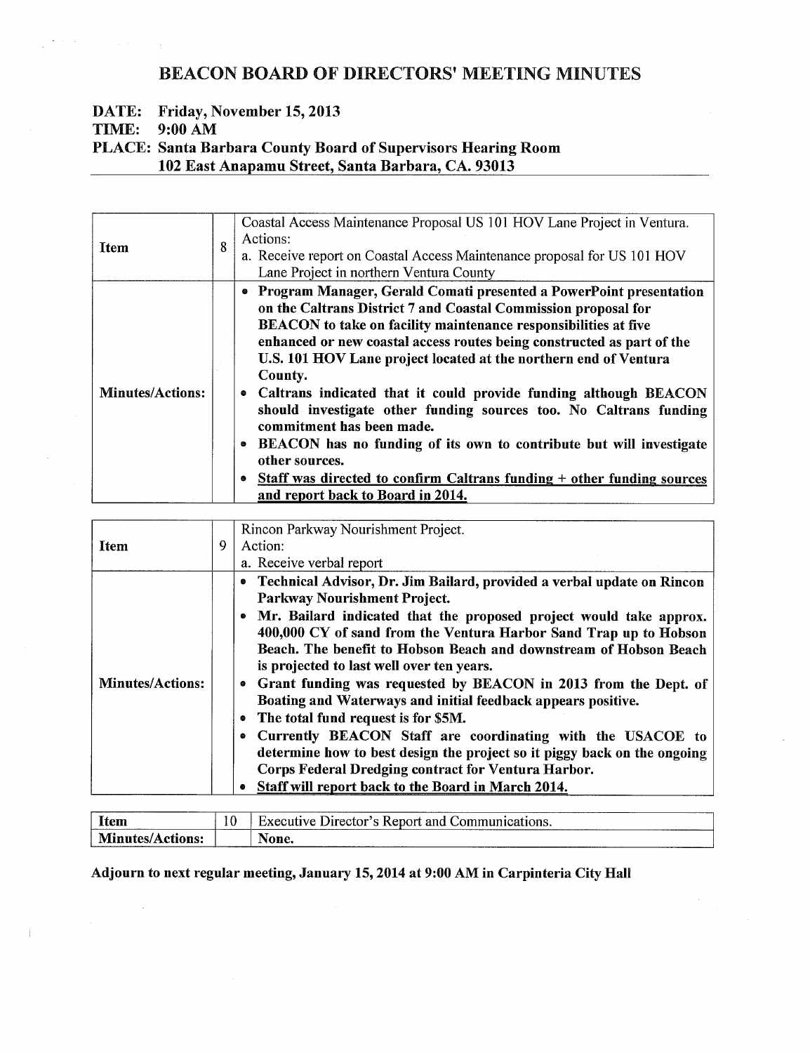# BEACON BOARD OF DIRECTORS' MEETING MINUTES

**DATE: Friday, November 15, 2013**

**TIME: 9:00 AM**

**PLACE: Santa Barbara County Board of Supervisors Hearing Room**
**102 East Anapamu Street, Santa Barbara, CA. 93013**

| Item | 8 | Coastal Access Maintenance Proposal US 101 HOV Lane Project in Ventura.<br>Actions:<br>a. Receive report on Coastal Access Maintenance proposal for US 101 HOV Lane Project in northern Ventura County |
|---|---|---|
| **Minutes/Actions:** | | • **Program Manager, Gerald Comati presented a PowerPoint presentation on the Caltrans District 7 and Coastal Commission proposal for BEACON to take on facility maintenance responsibilities at five enhanced or new coastal access routes being constructed as part of the U.S. 101 HOV Lane project located at the northern end of Ventura County.**<br>• **Caltrans indicated that it could provide funding although BEACON should investigate other funding sources too. No Caltrans funding commitment has been made.**<br>• **BEACON has no funding of its own to contribute but will investigate other sources.**<br>• **<u>Staff was directed to confirm Caltrans funding + other funding sources and report back to Board in 2014.</u>** |

| Item | 9 | Rincon Parkway Nourishment Project.<br>Action:<br>a. Receive verbal report |
|---|---|---|
| **Minutes/Actions:** | | • **Technical Advisor, Dr. Jim Bailard, provided a verbal update on Rincon Parkway Nourishment Project.**<br>• **Mr. Bailard indicated that the proposed project would take approx. 400,000 CY of sand from the Ventura Harbor Sand Trap up to Hobson Beach. The benefit to Hobson Beach and downstream of Hobson Beach is projected to last well over ten years.**<br>• **Grant funding was requested by BEACON in 2013 from the Dept. of Boating and Waterways and initial feedback appears positive.**<br>• **The total fund request is for $5M.**<br>• **Currently BEACON Staff are coordinating with the USACOE to determine how to best design the project so it piggy back on the ongoing Corps Federal Dredging contract for Ventura Harbor.**<br>• **<u>Staff will report back to the Board in March 2014.</u>** |

| Item | 10 | Executive Director's Report and Communications. |
|---|---|---|
| **Minutes/Actions:** | | **None.** |

**Adjourn to next regular meeting, January 15, 2014 at 9:00 AM in Carpinteria City Hall**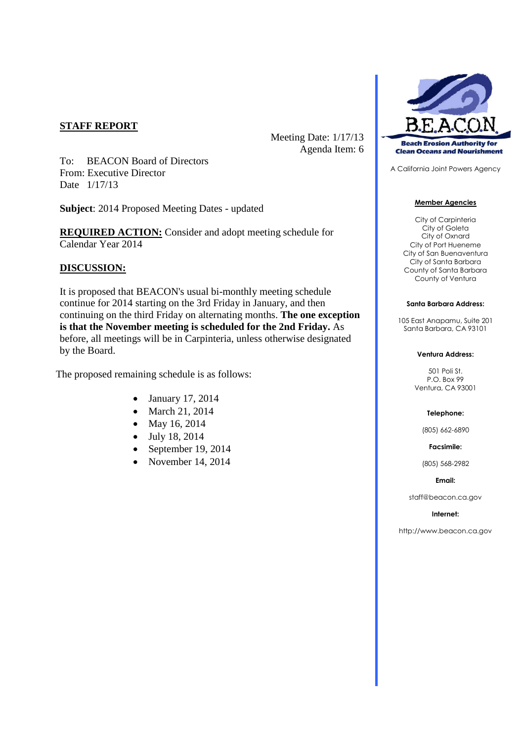**STAFF REPORT**

Meeting Date: 1/17/13
Agenda Item: 6

To: BEACON Board of Directors
From: Executive Director
Date 1/17/13

**Subject**: 2014 Proposed Meeting Dates - updated

**REQUIRED ACTION:** Consider and adopt meeting schedule for Calendar Year 2014

**DISCUSSION:**

It is proposed that BEACON's usual bi-monthly meeting schedule continue for 2014 starting on the 3rd Friday in January, and then continuing on the third Friday on alternating months. **The one exception is that the November meeting is scheduled for the 2nd Friday.** As before, all meetings will be in Carpinteria, unless otherwise designated by the Board.

The proposed remaining schedule is as follows:

- January 17, 2014
- March 21, 2014
- May 16, 2014
- July 18, 2014
- September 19, 2014
- November 14, 2014

BEACON
Beach Erosion Authority for Clean Oceans and Nourishment

A California Joint Powers Agency

**Member Agencies**

City of Carpinteria
City of Goleta
City of Oxnard
City of Port Hueneme
City of San Buenaventura
City of Santa Barbara
County of Santa Barbara
County of Ventura

**Santa Barbara Address:**

105 East Anapamu, Suite 201
Santa Barbara, CA 93101

**Ventura Address:**

501 Poli St.
P.O. Box 99
Ventura, CA 93001

**Telephone:**

(805) 662-6890

**Facsimile:**

(805) 568-2982

**Email:**

staff@beacon.ca.gov

**Internet:**

http://www.beacon.ca.gov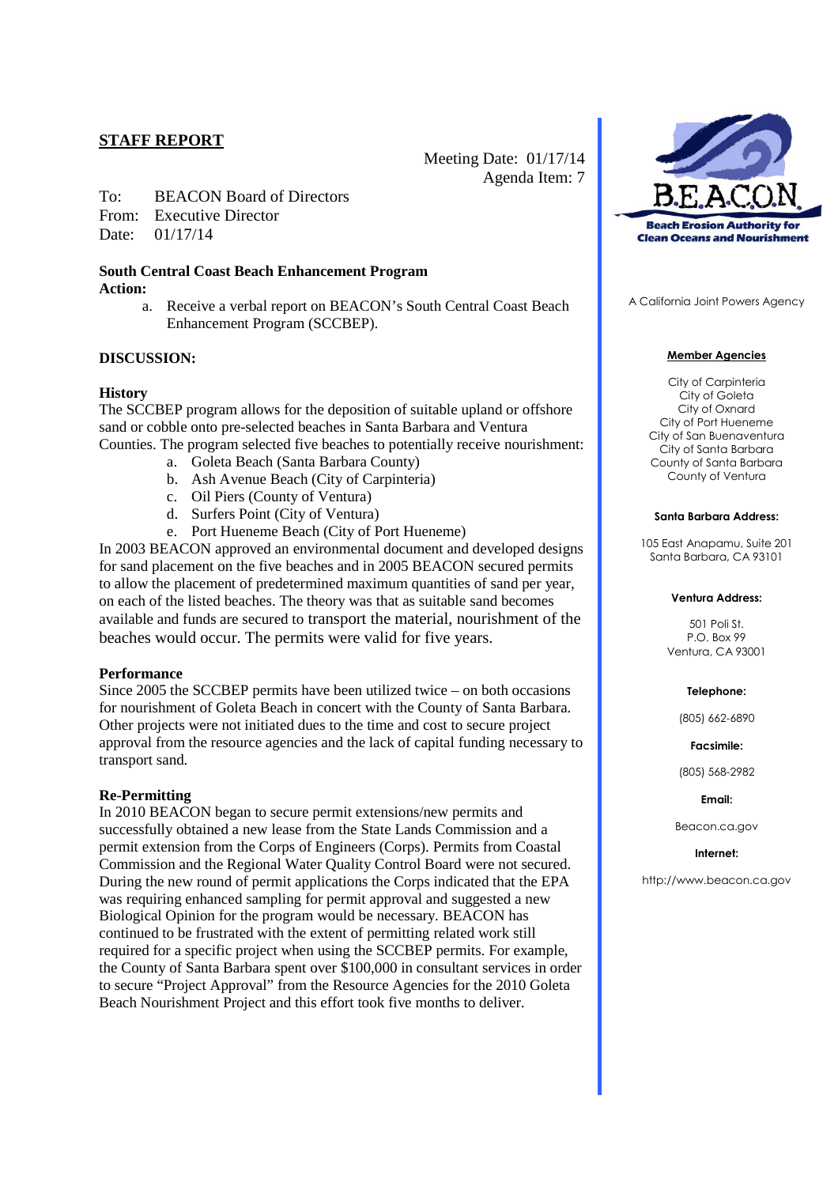## STAFF REPORT

Meeting Date: 01/17/14
Agenda Item: 7

To: BEACON Board of Directors
From: Executive Director
Date: 01/17/14

**South Central Coast Beach Enhancement Program**
**Action:**

a. Receive a verbal report on BEACON's South Central Coast Beach Enhancement Program (SCCBEP).

**DISCUSSION:**

**History**

The SCCBEP program allows for the deposition of suitable upland or offshore sand or cobble onto pre-selected beaches in Santa Barbara and Ventura Counties. The program selected five beaches to potentially receive nourishment:

a. Goleta Beach (Santa Barbara County)
b. Ash Avenue Beach (City of Carpinteria)
c. Oil Piers (County of Ventura)
d. Surfers Point (City of Ventura)
e. Port Hueneme Beach (City of Port Hueneme)

In 2003 BEACON approved an environmental document and developed designs for sand placement on the five beaches and in 2005 BEACON secured permits to allow the placement of predetermined maximum quantities of sand per year, on each of the listed beaches. The theory was that as suitable sand becomes available and funds are secured to transport the material, nourishment of the beaches would occur. The permits were valid for five years.

**Performance**

Since 2005 the SCCBEP permits have been utilized twice – on both occasions for nourishment of Goleta Beach in concert with the County of Santa Barbara. Other projects were not initiated dues to the time and cost to secure project approval from the resource agencies and the lack of capital funding necessary to transport sand.

**Re-Permitting**

In 2010 BEACON began to secure permit extensions/new permits and successfully obtained a new lease from the State Lands Commission and a permit extension from the Corps of Engineers (Corps). Permits from Coastal Commission and the Regional Water Quality Control Board were not secured. During the new round of permit applications the Corps indicated that the EPA was requiring enhanced sampling for permit approval and suggested a new Biological Opinion for the program would be necessary. BEACON has continued to be frustrated with the extent of permitting related work still required for a specific project when using the SCCBEP permits. For example, the County of Santa Barbara spent over $100,000 in consultant services in order to secure "Project Approval" from the Resource Agencies for the 2010 Goleta Beach Nourishment Project and this effort took five months to deliver.

---

**B.E.A.C.O.N.**
**Beach Erosion Authority for Clean Oceans and Nourishment**

A California Joint Powers Agency

**Member Agencies**

City of Carpinteria
City of Goleta
City of Oxnard
City of Port Hueneme
City of San Buenaventura
City of Santa Barbara
County of Santa Barbara
County of Ventura

**Santa Barbara Address:**

105 East Anapamu, Suite 201
Santa Barbara, CA 93101

**Ventura Address:**

501 Poli St.
P.O. Box 99
Ventura, CA 93001

**Telephone:**

(805) 662-6890

**Facsimile:**

(805) 568-2982

**Email:**

Beacon.ca.gov

**Internet:**

http://www.beacon.ca.gov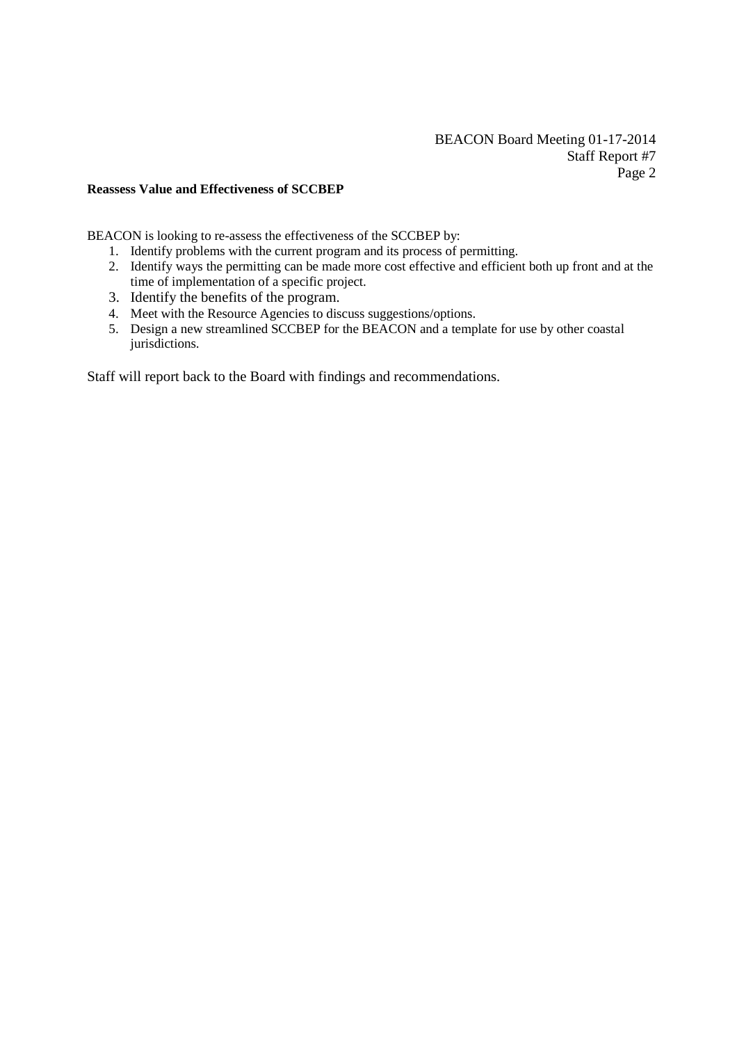**Reassess Value and Effectiveness of SCCBEP**

BEACON is looking to re-assess the effectiveness of the SCCBEP by:

1. Identify problems with the current program and its process of permitting.
2. Identify ways the permitting can be made more cost effective and efficient both up front and at the time of implementation of a specific project.
3. Identify the benefits of the program.
4. Meet with the Resource Agencies to discuss suggestions/options.
5. Design a new streamlined SCCBEP for the BEACON and a template for use by other coastal jurisdictions.

Staff will report back to the Board with findings and recommendations.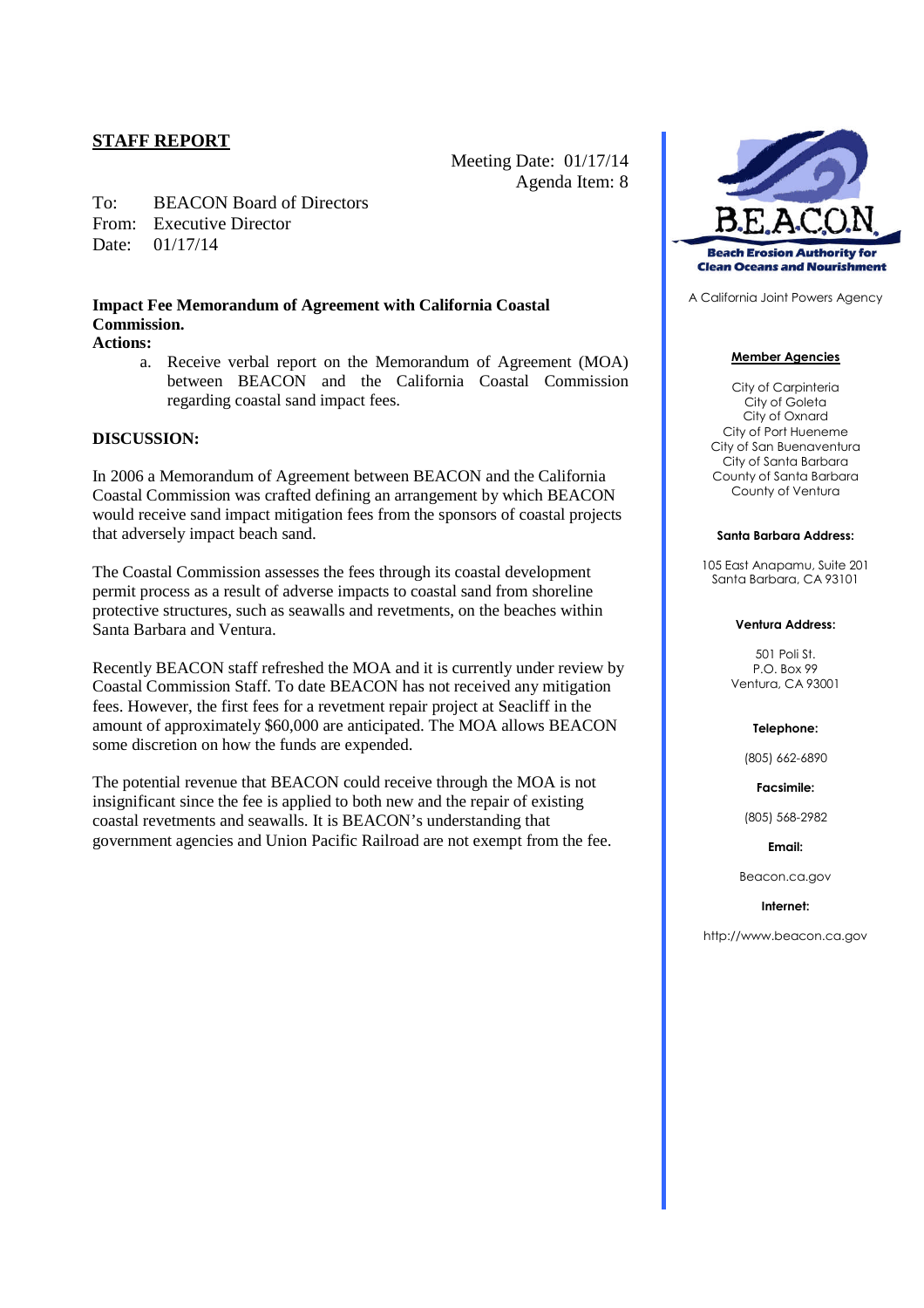**STAFF REPORT**

Meeting Date: 01/17/14
Agenda Item: 8

To: BEACON Board of Directors
From: Executive Director
Date: 01/17/14

**Impact Fee Memorandum of Agreement with California Coastal Commission.**

**Actions:**

a. Receive verbal report on the Memorandum of Agreement (MOA) between BEACON and the California Coastal Commission regarding coastal sand impact fees.

**DISCUSSION:**

In 2006 a Memorandum of Agreement between BEACON and the California Coastal Commission was crafted defining an arrangement by which BEACON would receive sand impact mitigation fees from the sponsors of coastal projects that adversely impact beach sand.

The Coastal Commission assesses the fees through its coastal development permit process as a result of adverse impacts to coastal sand from shoreline protective structures, such as seawalls and revetments, on the beaches within Santa Barbara and Ventura.

Recently BEACON staff refreshed the MOA and it is currently under review by Coastal Commission Staff. To date BEACON has not received any mitigation fees. However, the first fees for a revetment repair project at Seacliff in the amount of approximately $60,000 are anticipated. The MOA allows BEACON some discretion on how the funds are expended.

The potential revenue that BEACON could receive through the MOA is not insignificant since the fee is applied to both new and the repair of existing coastal revetments and seawalls. It is BEACON's understanding that government agencies and Union Pacific Railroad are not exempt from the fee.

BEACON
Beach Erosion Authority for Clean Oceans and Nourishment

A California Joint Powers Agency

**Member Agencies**

City of Carpinteria
City of Goleta
City of Oxnard
City of Port Hueneme
City of San Buenaventura
City of Santa Barbara
County of Santa Barbara
County of Ventura

**Santa Barbara Address:**

105 East Anapamu, Suite 201
Santa Barbara, CA 93101

**Ventura Address:**

501 Poli St.
P.O. Box 99
Ventura, CA 93001

**Telephone:**

(805) 662-6890

**Facsimile:**

(805) 568-2982

**Email:**

Beacon.ca.gov

**Internet:**

http://www.beacon.ca.gov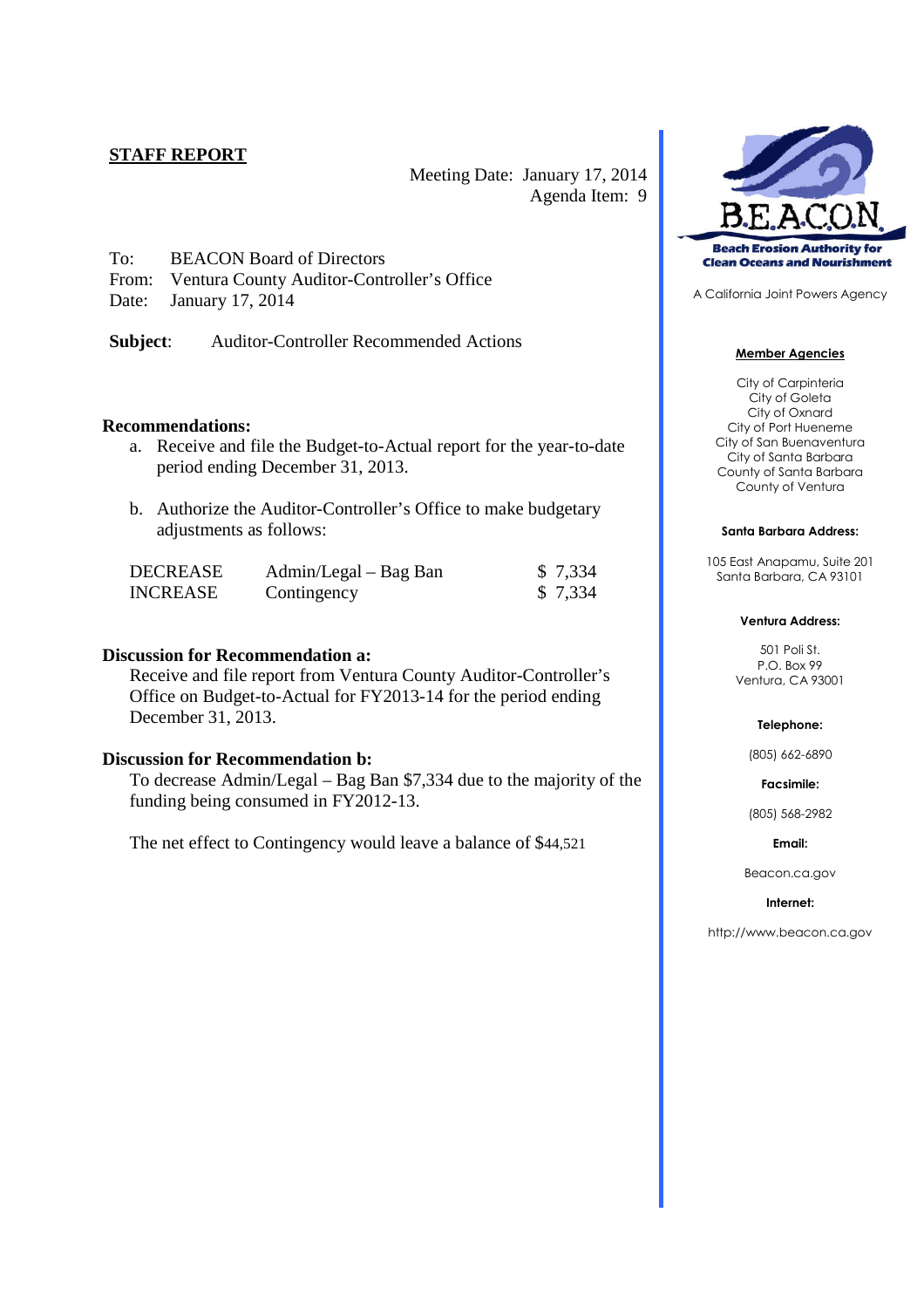## STAFF REPORT

Meeting Date: January 17, 2014
Agenda Item: 9

To: BEACON Board of Directors
From: Ventura County Auditor-Controller's Office
Date: January 17, 2014

**Subject**: Auditor-Controller Recommended Actions

**Recommendations:**

a. Receive and file the Budget-to-Actual report for the year-to-date period ending December 31, 2013.

b. Authorize the Auditor-Controller's Office to make budgetary adjustments as follows:

| | | |
|---|---|---|
| DECREASE | Admin/Legal – Bag Ban | $ 7,334 |
| INCREASE | Contingency | $ 7,334 |

**Discussion for Recommendation a:**

Receive and file report from Ventura County Auditor-Controller's Office on Budget-to-Actual for FY2013-14 for the period ending December 31, 2013.

**Discussion for Recommendation b:**

To decrease Admin/Legal – Bag Ban $7,334 due to the majority of the funding being consumed in FY2012-13.

The net effect to Contingency would leave a balance of $44,521

B.E.A.C.O.N.
Beach Erosion Authority for Clean Oceans and Nourishment

A California Joint Powers Agency

**Member Agencies**

City of Carpinteria
City of Goleta
City of Oxnard
City of Port Hueneme
City of San Buenaventura
City of Santa Barbara
County of Santa Barbara
County of Ventura

**Santa Barbara Address:**

105 East Anapamu, Suite 201
Santa Barbara, CA 93101

**Ventura Address:**

501 Poli St.
P.O. Box 99
Ventura, CA 93001

**Telephone:**

(805) 662-6890

**Facsimile:**

(805) 568-2982

**Email:**

Beacon.ca.gov

**Internet:**

http://www.beacon.ca.gov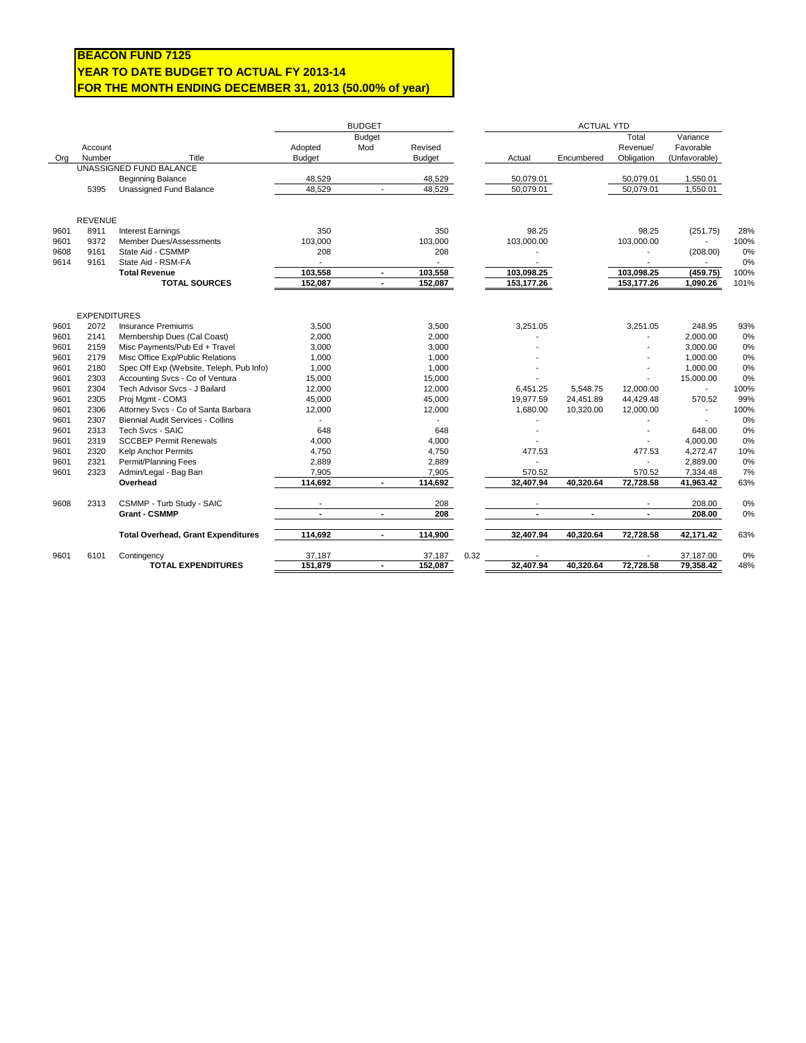**BEACON FUND 7125**
**YEAR TO DATE BUDGET TO ACTUAL FY 2013-14**
**FOR THE MONTH ENDING DECEMBER 31, 2013 (50.00% of year)**

| | | | BUDGET | | | | ACTUAL YTD | | | | |
|---|---|---|---|---|---|---|---|---|---|---|---|
| Org | Account Number | Title | Adopted Budget | Budget Mod | Revised Budget | | Actual | Encumbered | Total Revenue/ Obligation | Variance Favorable (Unfavorable) | |
| | | UNASSIGNED FUND BALANCE | | | | | | | | | |
| | | Beginning Balance | 48,529 | | 48,529 | | 50,079.01 | | 50,079.01 | 1,550.01 | |
| | 5395 | Unassigned Fund Balance | 48,529 | - | 48,529 | | 50,079.01 | | 50,079.01 | 1,550.01 | |
| | REVENUE | | | | | | | | | | |
| 9601 | 8911 | Interest Earnings | 350 | | 350 | | 98.25 | | 98.25 | (251.75) | 28% |
| 9601 | 9372 | Member Dues/Assessments | 103,000 | | 103,000 | | 103,000.00 | | 103,000.00 | - | 100% |
| 9608 | 9161 | State Aid - CSMMP | 208 | | 208 | | - | | - | (208.00) | 0% |
| 9614 | 9161 | State Aid - RSM-FA | - | | - | | - | | - | - | 0% |
| | | **Total Revenue** | **103,558** | **-** | **103,558** | | **103,098.25** | | **103,098.25** | **(459.75)** | 100% |
| | | **TOTAL SOURCES** | **152,087** | **-** | **152,087** | | **153,177.26** | | **153,177.26** | **1,090.26** | 101% |
| | EXPENDITURES | | | | | | | | | | |
| 9601 | 2072 | Insurance Premiums | 3,500 | | 3,500 | | 3,251.05 | | 3,251.05 | 248.95 | 93% |
| 9601 | 2141 | Membership Dues (Cal Coast) | 2,000 | | 2,000 | | - | | - | 2,000.00 | 0% |
| 9601 | 2159 | Misc Payments/Pub Ed + Travel | 3,000 | | 3,000 | | - | | - | 3,000.00 | 0% |
| 9601 | 2179 | Misc Office Exp/Public Relations | 1,000 | | 1,000 | | - | | - | 1,000.00 | 0% |
| 9601 | 2180 | Spec Off Exp (Website, Teleph, Pub Info) | 1,000 | | 1,000 | | - | | - | 1,000.00 | 0% |
| 9601 | 2303 | Accounting Svcs - Co of Ventura | 15,000 | | 15,000 | | - | | - | 15,000.00 | 0% |
| 9601 | 2304 | Tech Advisor Svcs - J Bailard | 12,000 | | 12,000 | | 6,451.25 | 5,548.75 | 12,000.00 | - | 100% |
| 9601 | 2305 | Proj Mgmt - COM3 | 45,000 | | 45,000 | | 19,977.59 | 24,451.89 | 44,429.48 | 570.52 | 99% |
| 9601 | 2306 | Attorney Svcs - Co of Santa Barbara | 12,000 | | 12,000 | | 1,680.00 | 10,320.00 | 12,000.00 | - | 100% |
| 9601 | 2307 | Biennial Audit Services - Collins | - | | - | | - | | - | - | 0% |
| 9601 | 2313 | Tech Svcs - SAIC | 648 | | 648 | | - | | - | 648.00 | 0% |
| 9601 | 2319 | SCCBEP Permit Renewals | 4,000 | | 4,000 | | - | | - | 4,000.00 | 0% |
| 9601 | 2320 | Kelp Anchor Permits | 4,750 | | 4,750 | | 477.53 | | 477.53 | 4,272.47 | 10% |
| 9601 | 2321 | Permit/Planning Fees | 2,889 | | 2,889 | | - | | - | 2,889.00 | 0% |
| 9601 | 2323 | Admin/Legal - Bag Ban | 7,905 | | 7,905 | | 570.52 | | 570.52 | 7,334.48 | 7% |
| | | **Overhead** | **114,692** | **-** | **114,692** | | **32,407.94** | **40,320.64** | **72,728.58** | **41,963.42** | 63% |
| 9608 | 2313 | CSMMP - Turb Study - SAIC | - | | 208 | | - | | - | 208.00 | 0% |
| | | **Grant - CSMMP** | **-** | **-** | **208** | | **-** | **-** | **-** | **208.00** | 0% |
| | | **Total Overhead, Grant Expenditures** | **114,692** | **-** | **114,900** | | **32,407.94** | **40,320.64** | **72,728.58** | **42,171.42** | 63% |
| 9601 | 6101 | Contingency | 37,187 | | 37,187 | 0.32 | - | | - | 37,187.00 | 0% |
| | | **TOTAL EXPENDITURES** | **151,879** | **-** | **152,087** | | **32,407.94** | **40,320.64** | **72,728.58** | **79,358.42** | 48% |